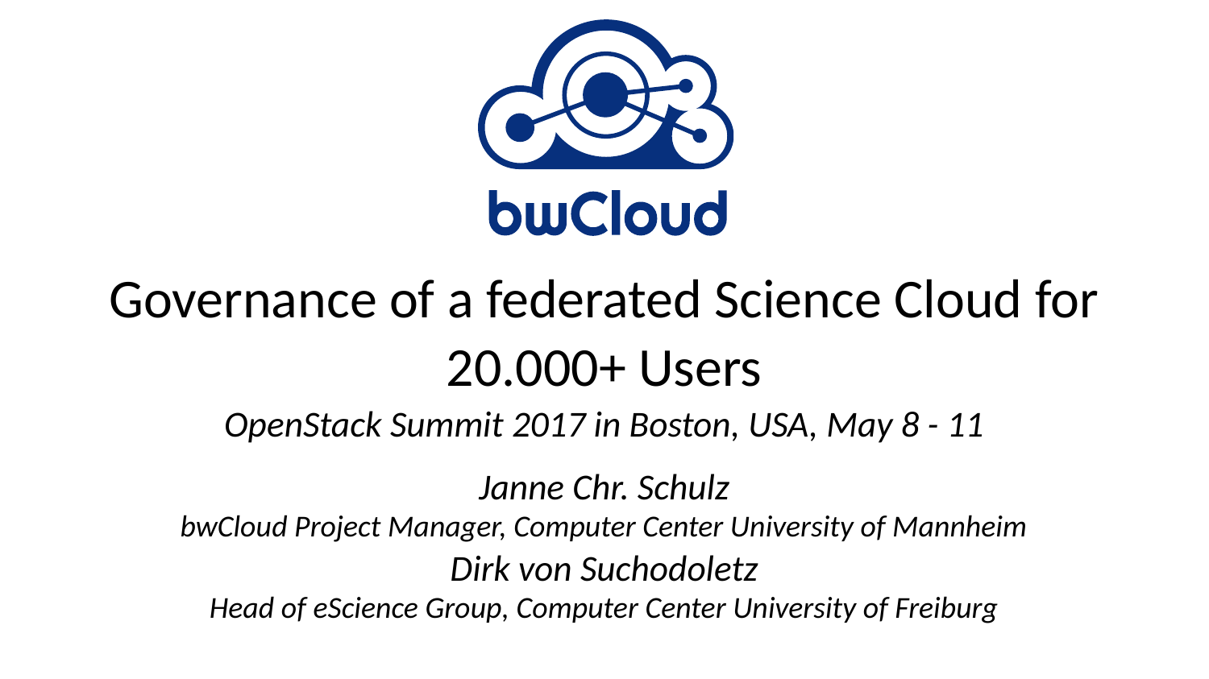bwCloud

# Governance of a federated Science Cloud for 20.000+ Users

*OpenStack Summit 2017 in Boston, USA, May 8 - 11*

*Janne Chr. Schulz*

*bwCloud Project Manager, Computer Center University of Mannheim*

*Dirk von Suchodoletz*

*Head of eScience Group, Computer Center University of Freiburg*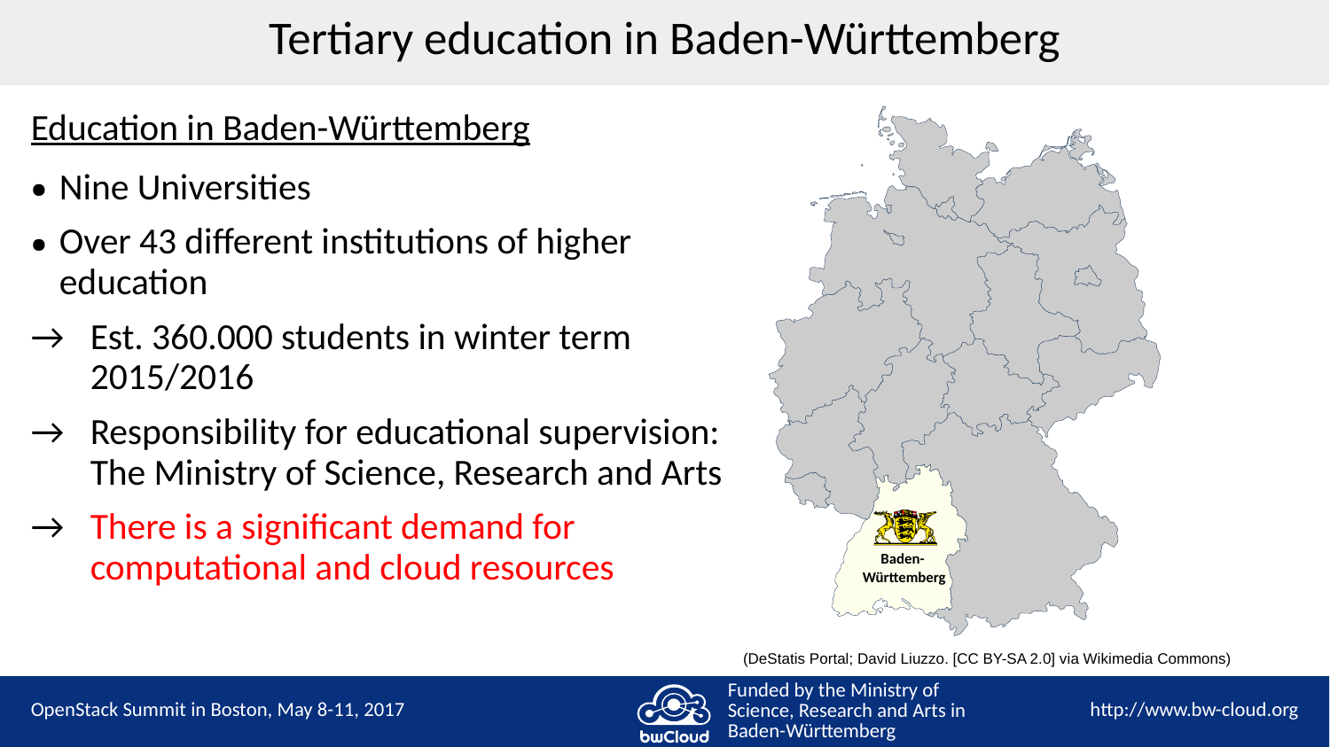# Tertiary education in Baden-Württemberg

## Education in Baden-Württemberg

- Nine Universities
- Over 43 different institutions of higher education

→ Est. 360.000 students in winter term 2015/2016

→ Responsibility for educational supervision: The Ministry of Science, Research and Arts

→ There is a significant demand for computational and cloud resources

Baden-Württemberg

(DeStatis Portal; David Liuzzo. [CC BY-SA 2.0] via Wikimedia Commons)

Funded by the Ministry of Science, Research and Arts in Baden-Württemberg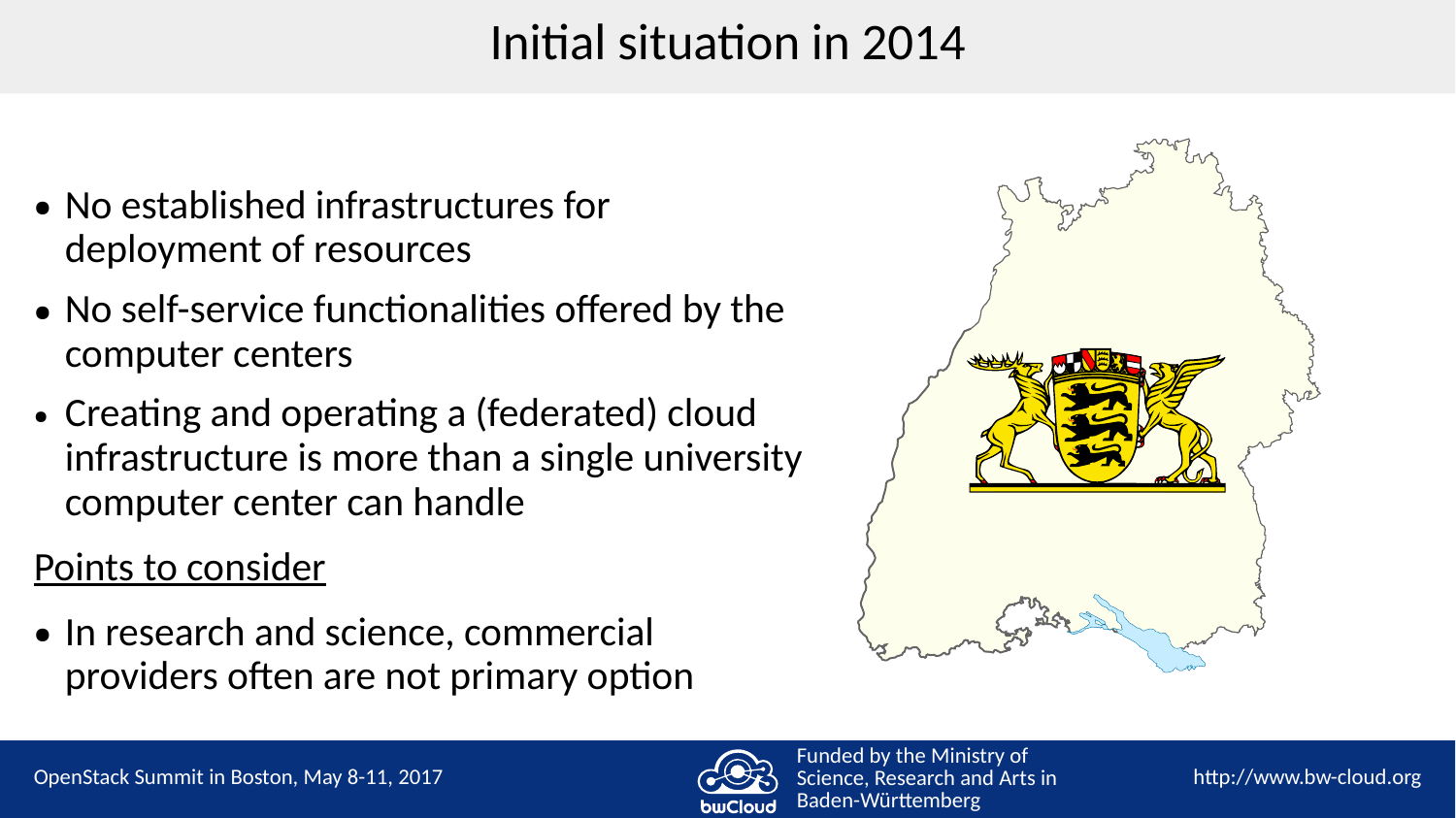# Initial situation in 2014

- No established infrastructures for deployment of resources
- No self-service functionalities offered by the computer centers
- Creating and operating a (federated) cloud infrastructure is more than a single university computer center can handle

Points to consider

- In research and science, commercial providers often are not primary option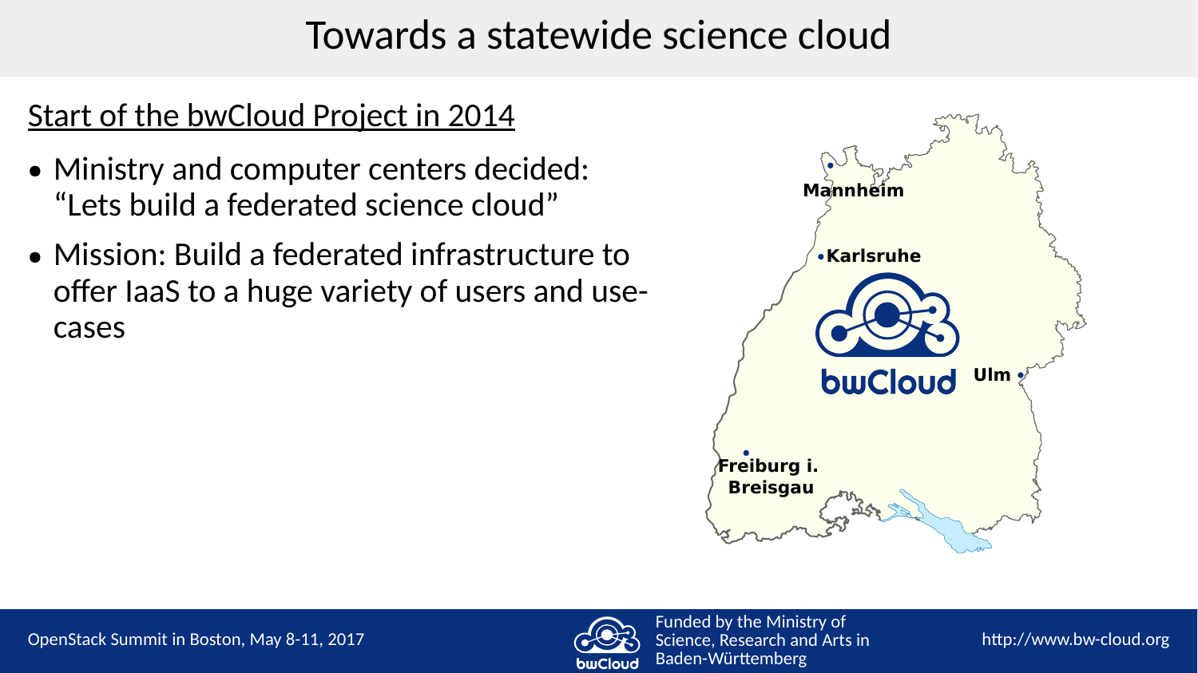# Towards a statewide science cloud

Start of the bwCloud Project in 2014

- Ministry and computer centers decided: “Lets build a federated science cloud”
- Mission: Build a federated infrastructure to offer IaaS to a huge variety of users and use-cases

Mannheim

Karlsruhe

Ulm

Freiburg i. Breisgau

bwCloud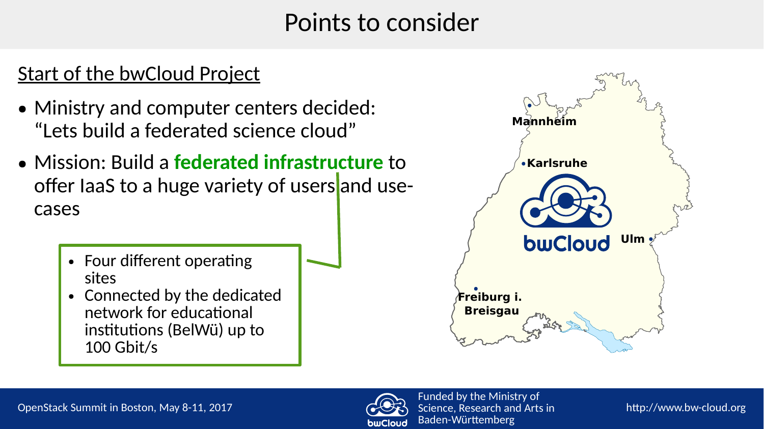# Points to consider

## Start of the bwCloud Project

- Ministry and computer centers decided: "Lets build a federated science cloud"
- Mission: Build a **federated infrastructure** to offer IaaS to a huge variety of users and use-cases

> - Four different operating sites
> - Connected by the dedicated network for educational institutions (BelWü) up to 100 Gbit/s

Mannheim

Karlsruhe

Ulm

Freiburg i. Breisgau

bwCloud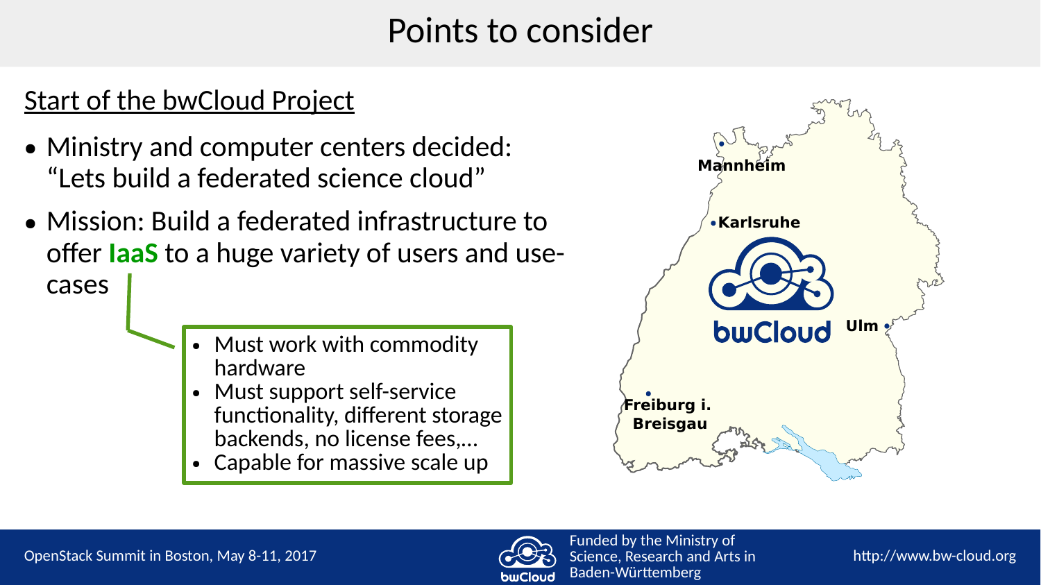# Points to consider

## Start of the bwCloud Project

- Ministry and computer centers decided: “Lets build a federated science cloud”
- Mission: Build a federated infrastructure to offer **IaaS** to a huge variety of users and use-cases

> - Must work with commodity hardware
> - Must support self-service functionality, different storage backends, no license fees,…
> - Capable for massive scale up

Mannheim

Karlsruhe

Ulm

Freiburg i. Breisgau

bwCloud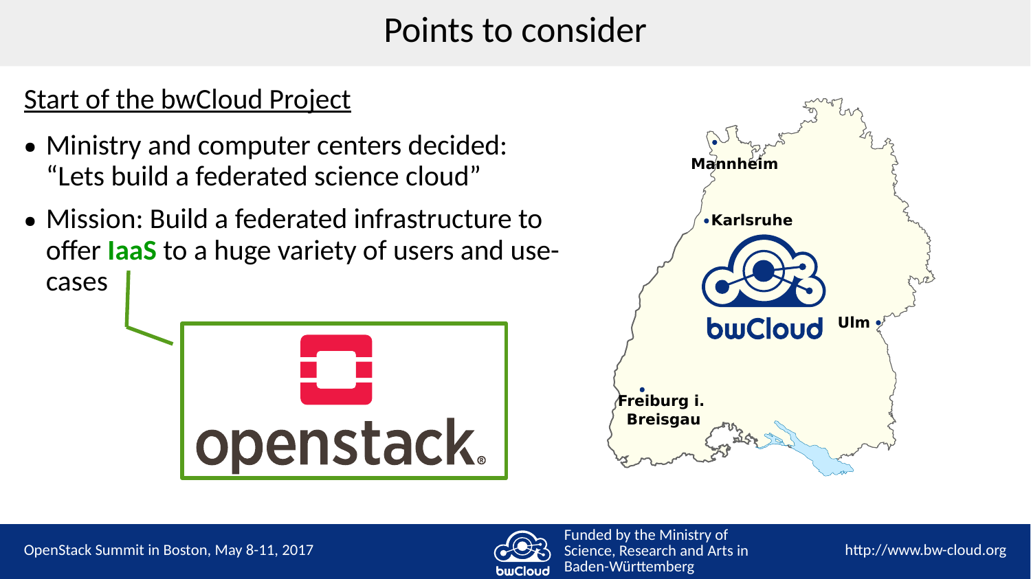# Points to consider

Start of the bwCloud Project

- Ministry and computer centers decided: "Lets build a federated science cloud"
- Mission: Build a federated infrastructure to offer **IaaS** to a huge variety of users and use-cases

openstack.

Mannheim

Karlsruhe

bwCloud

Ulm

Freiburg i. Breisgau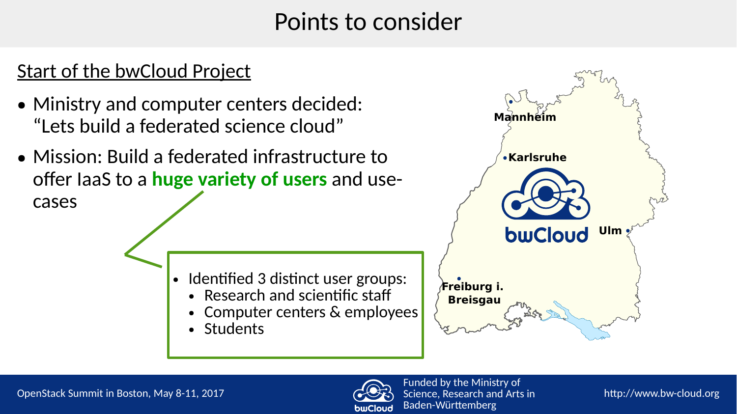# Points to consider

Start of the bwCloud Project

- Ministry and computer centers decided: “Lets build a federated science cloud”
- Mission: Build a federated infrastructure to offer IaaS to a **huge variety of users** and use-cases

- Identified 3 distinct user groups:
  - Research and scientific staff
  - Computer centers & employees
  - Students

Mannheim

Karlsruhe

Ulm

Freiburg i. Breisgau

bwCloud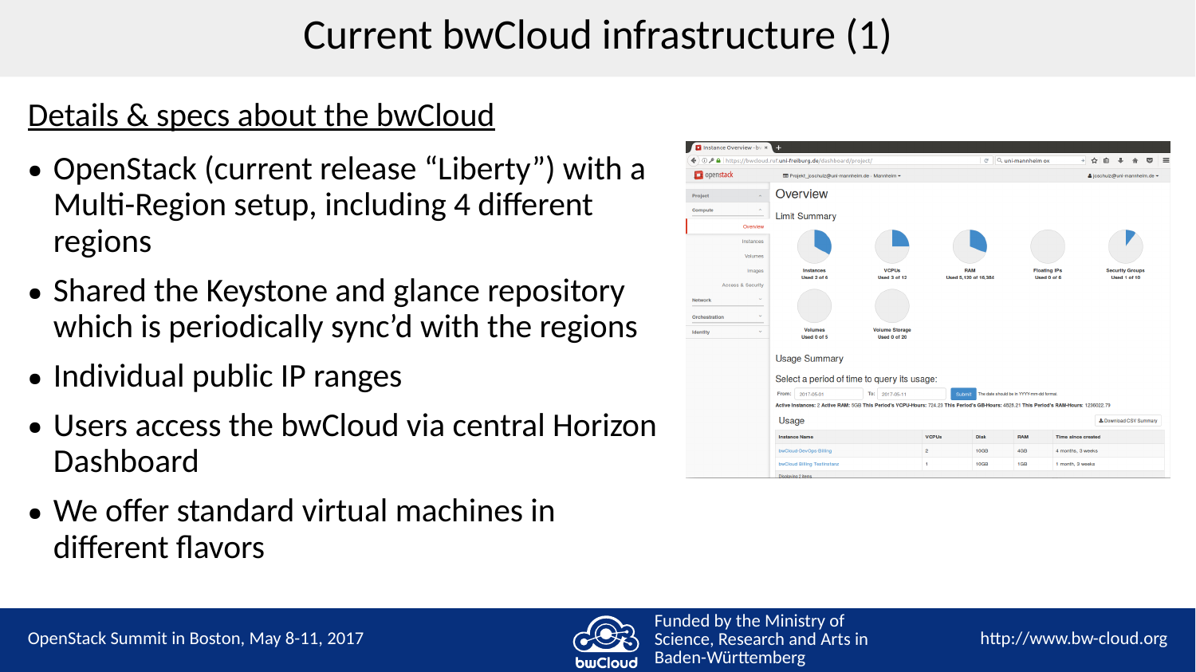# Current bwCloud infrastructure (1)

## Details & specs about the bwCloud

- OpenStack (current release “Liberty”) with a Multi-Region setup, including 4 different regions
- Shared the Keystone and glance repository which is periodically sync’d with the regions
- Individual public IP ranges
- Users access the bwCloud via central Horizon Dashboard
- We offer standard virtual machines in different flavors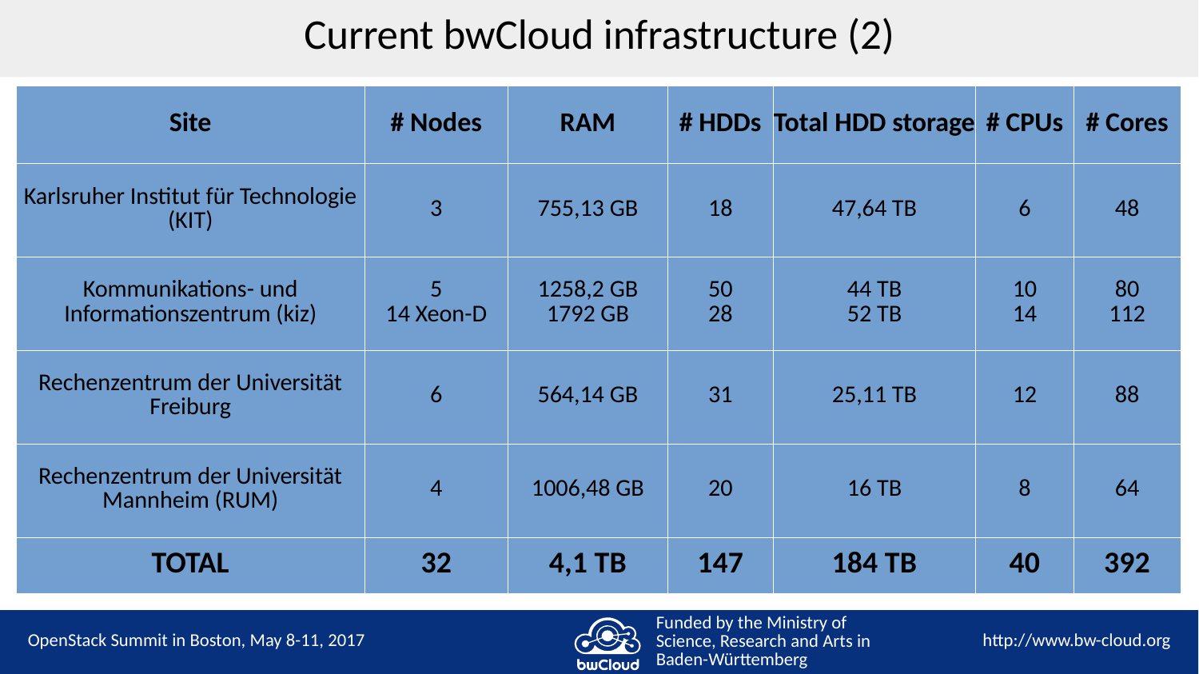# Current bwCloud infrastructure (2)

| Site | # Nodes | RAM | # HDDs | Total HDD storage | # CPUs | # Cores |
|---|---|---|---|---|---|---|
| Karlsruher Institut für Technologie (KIT) | 3 | 755,13 GB | 18 | 47,64 TB | 6 | 48 |
| Kommunikations- und Informationszentrum (kiz) | 5<br>14 Xeon-D | 1258,2 GB<br>1792 GB | 50<br>28 | 44 TB<br>52 TB | 10<br>14 | 80<br>112 |
| Rechenzentrum der Universität Freiburg | 6 | 564,14 GB | 31 | 25,11 TB | 12 | 88 |
| Rechenzentrum der Universität Mannheim (RUM) | 4 | 1006,48 GB | 20 | 16 TB | 8 | 64 |
| **TOTAL** | **32** | **4,1 TB** | **147** | **184 TB** | **40** | **392** |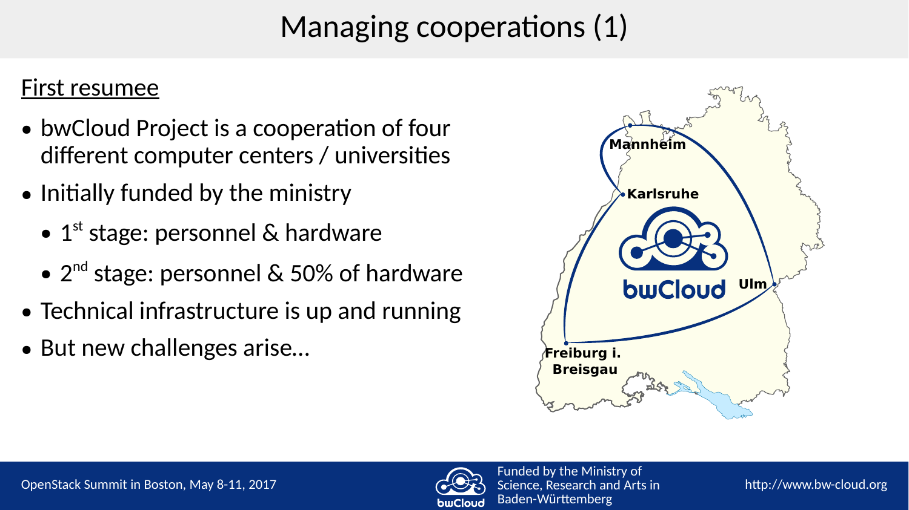# Managing cooperations (1)

First resumee

- bwCloud Project is a cooperation of four different computer centers / universities
- Initially funded by the ministry
  - 1st stage: personnel & hardware
  - 2nd stage: personnel & 50% of hardware
- Technical infrastructure is up and running
- But new challenges arise…

Mannheim

Karlsruhe

Ulm

Freiburg i. Breisgau

bwCloud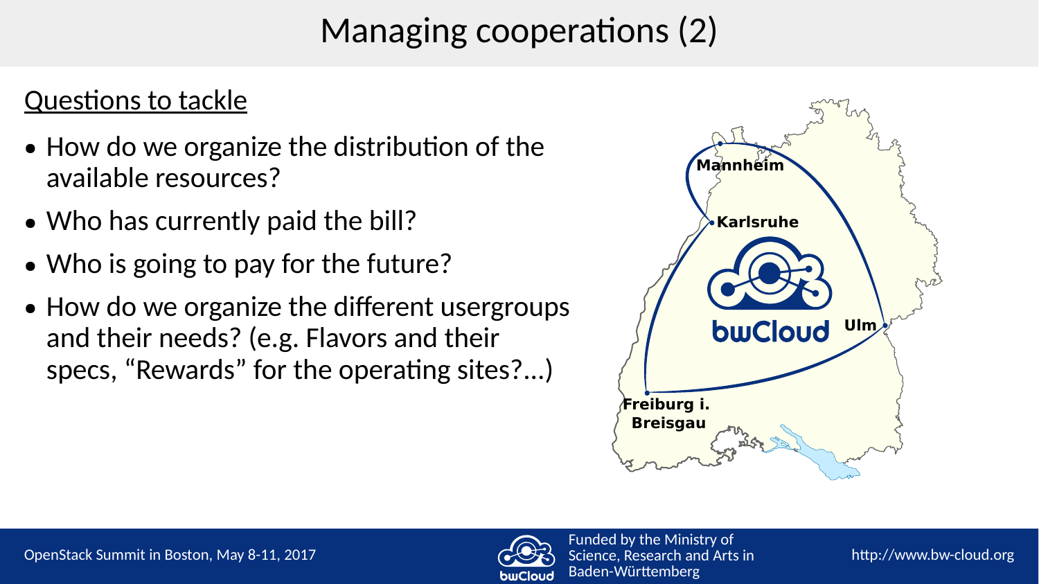# Managing cooperations (2)

Questions to tackle

- How do we organize the distribution of the available resources?
- Who has currently paid the bill?
- Who is going to pay for the future?
- How do we organize the different usergroups and their needs? (e.g. Flavors and their specs, “Rewards” for the operating sites?...)

Mannheim

Karlsruhe

Ulm

Freiburg i. Breisgau

bwCloud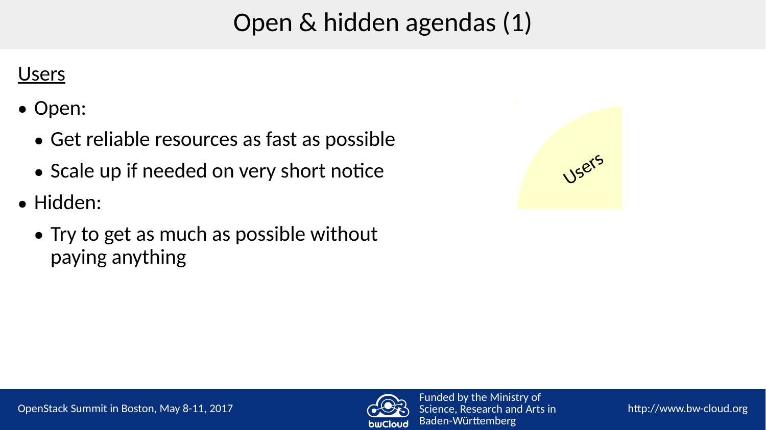# Open & hidden agendas (1)

Users

- Open:
  - Get reliable resources as fast as possible
  - Scale up if needed on very short notice
- Hidden:
  - Try to get as much as possible without paying anything

Users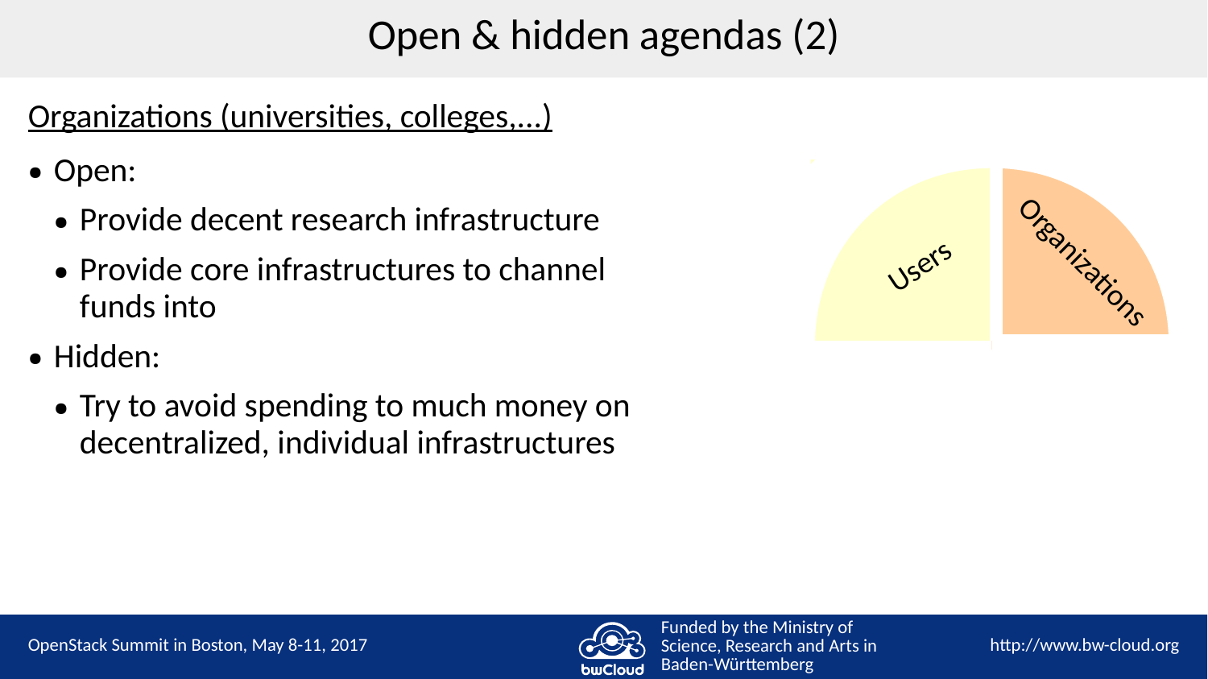# Open & hidden agendas (2)

Organizations (universities, colleges,...)

- Open:
  - Provide decent research infrastructure
  - Provide core infrastructures to channel funds into
- Hidden:
  - Try to avoid spending to much money on decentralized, individual infrastructures

Users

Organizations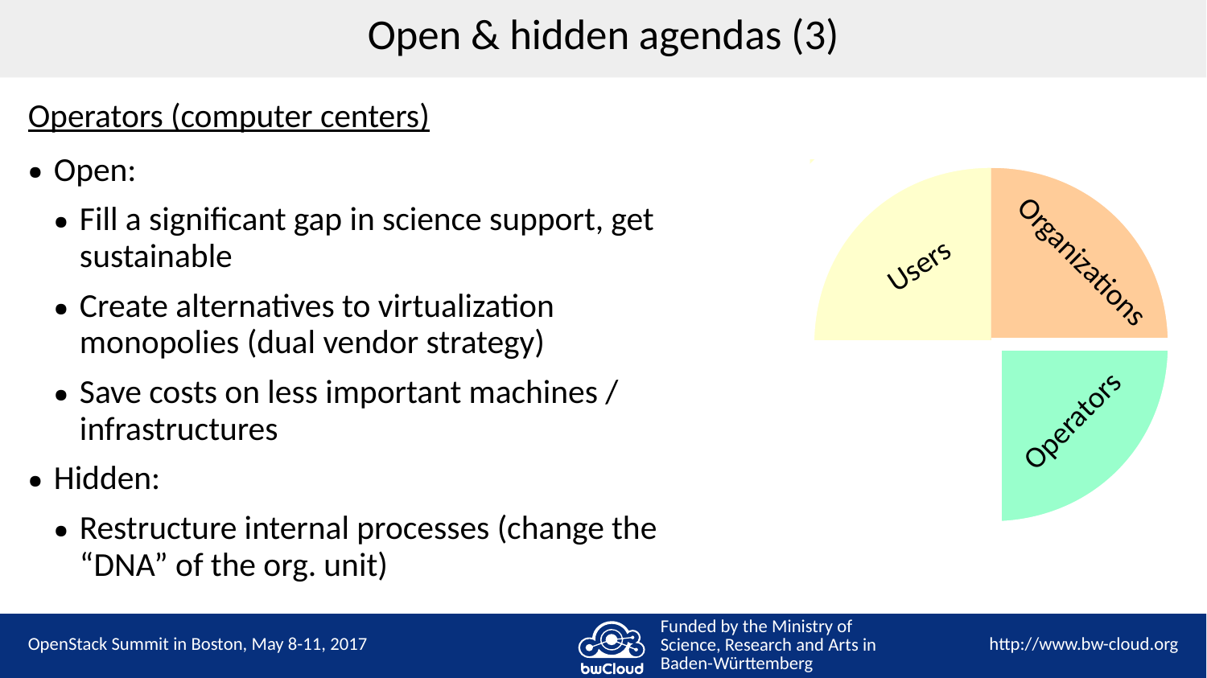# Open & hidden agendas (3)

Operators (computer centers)

- Open:
  - Fill a significant gap in science support, get sustainable
  - Create alternatives to virtualization monopolies (dual vendor strategy)
  - Save costs on less important machines / infrastructures
- Hidden:
  - Restructure internal processes (change the "DNA" of the org. unit)

Users

Organizations

Operators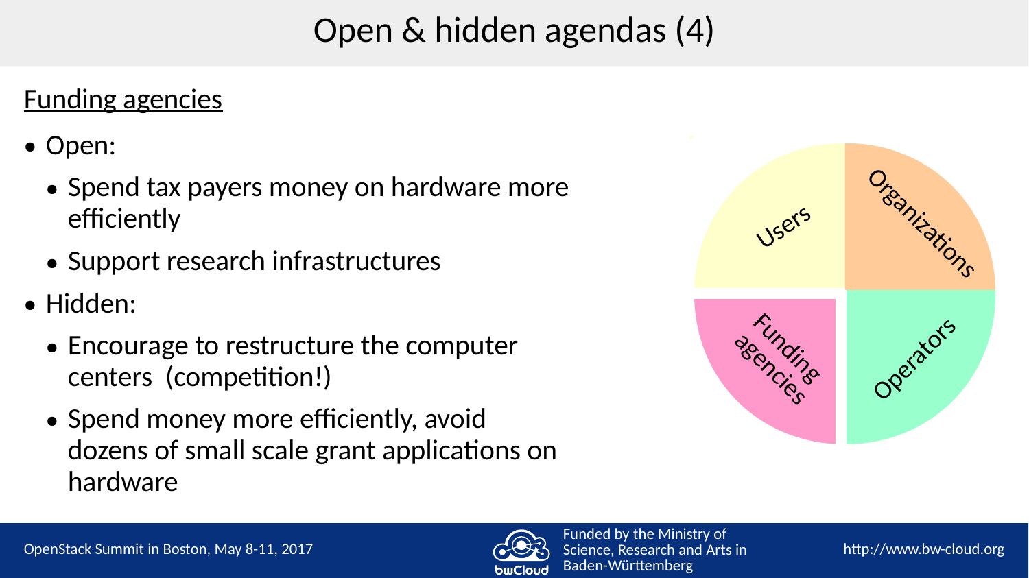# Open & hidden agendas (4)

## Funding agencies

- Open:
  - Spend tax payers money on hardware more efficiently
  - Support research infrastructures
- Hidden:
  - Encourage to restructure the computer centers (competition!)
  - Spend money more efficiently, avoid dozens of small scale grant applications on hardware

Users | Organizations | Funding agencies | Operators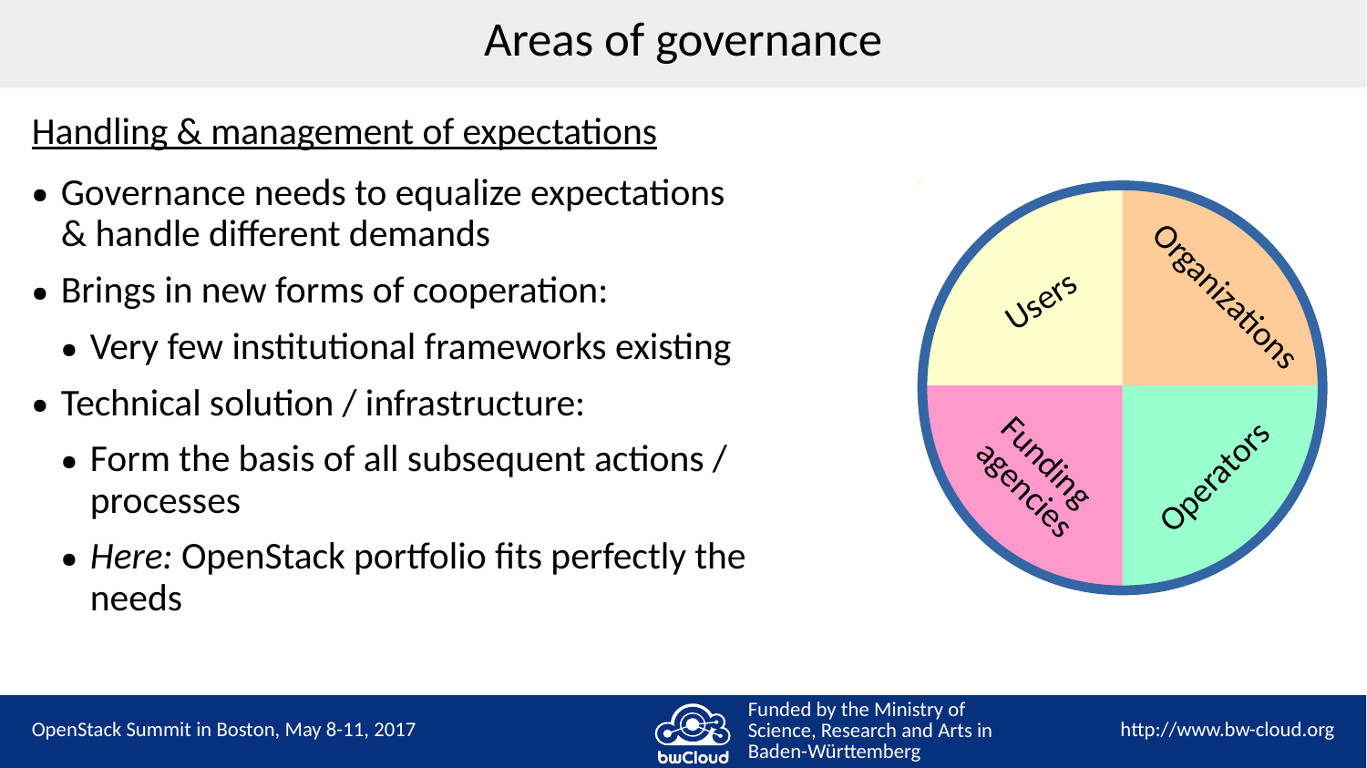# Areas of governance

Handling & management of expectations

- Governance needs to equalize expectations & handle different demands
- Brings in new forms of cooperation:
  - Very few institutional frameworks existing
- Technical solution / infrastructure:
  - Form the basis of all subsequent actions / processes
  - *Here:* OpenStack portfolio fits perfectly the needs

Users

Organizations

Funding agencies

Operators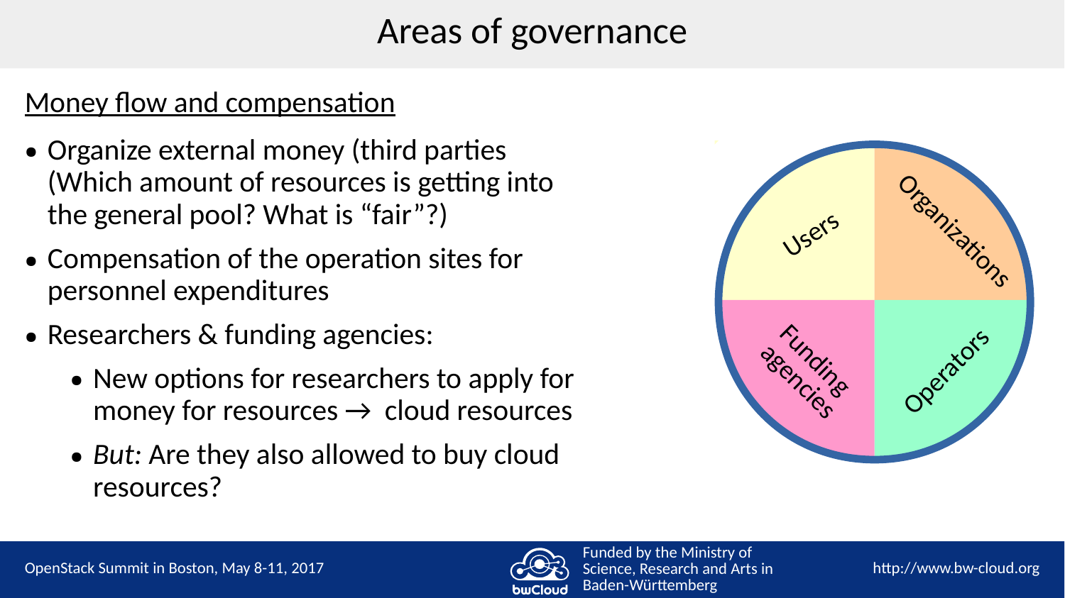# Areas of governance

Money flow and compensation

- Organize external money (third parties (Which amount of resources is getting into the general pool? What is “fair”?)
- Compensation of the operation sites for personnel expenditures
- Researchers & funding agencies:
  - New options for researchers to apply for money for resources → cloud resources
  - *But:* Are they also allowed to buy cloud resources?

Users | Organizations | Funding agencies | Operators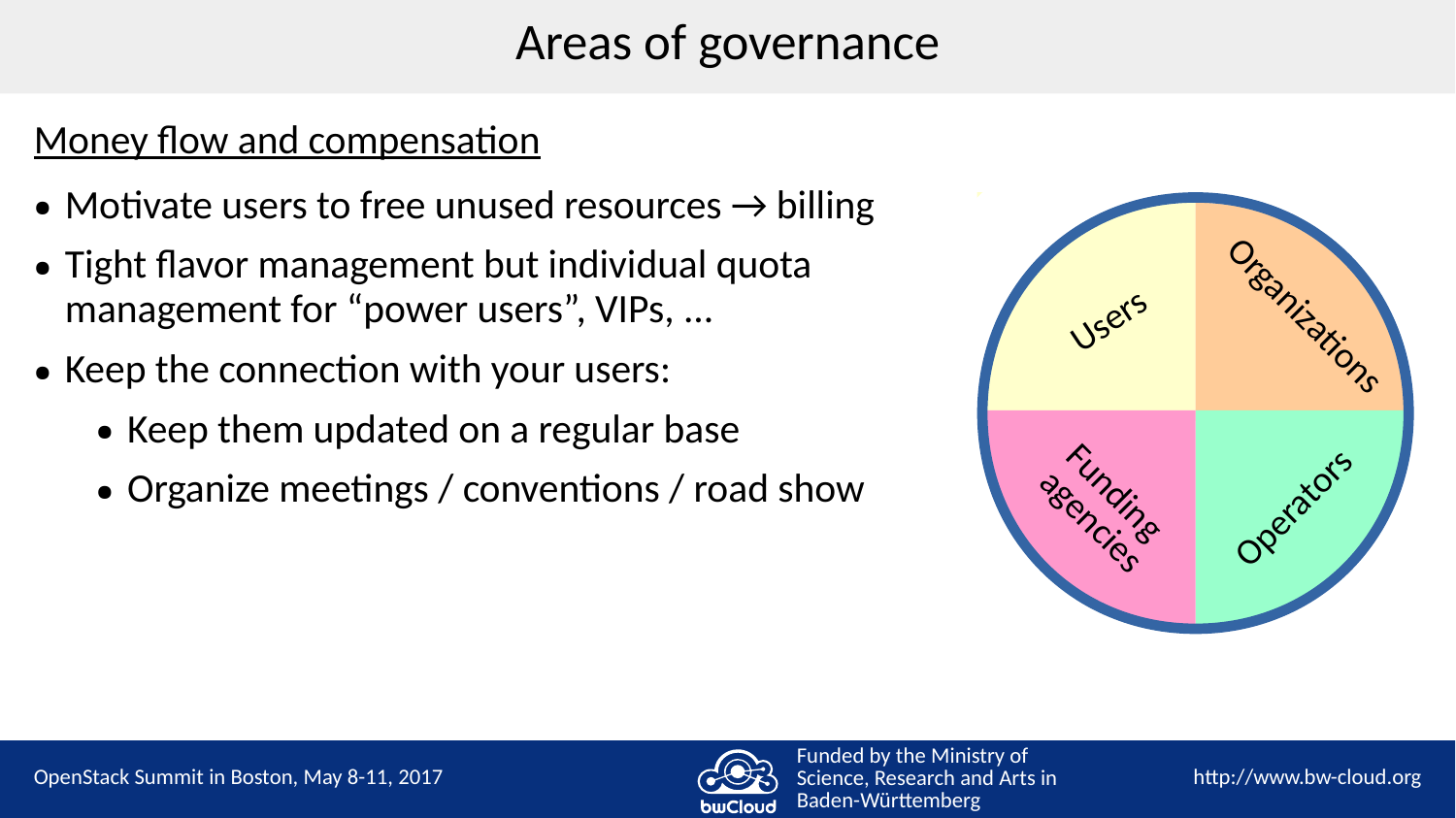# Areas of governance

Money flow and compensation

- Motivate users to free unused resources → billing
- Tight flavor management but individual quota management for "power users", VIPs, …
- Keep the connection with your users:
  - Keep them updated on a regular base
  - Organize meetings / conventions / road show

Users

Organizations

Funding agencies

Operators

Funded by the Ministry of Science, Research and Arts in Baden-Württemberg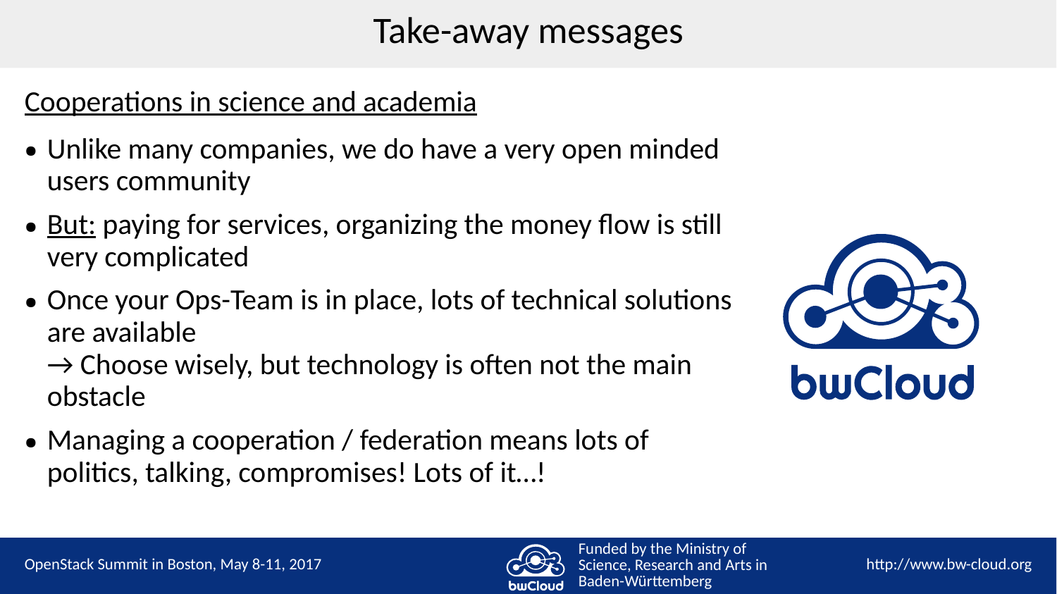# Take-away messages

Cooperations in science and academia

- Unlike many companies, we do have a very open minded users community
- But: paying for services, organizing the money flow is still very complicated
- Once your Ops-Team is in place, lots of technical solutions are available
  → Choose wisely, but technology is often not the main obstacle
- Managing a cooperation / federation means lots of politics, talking, compromises! Lots of it…!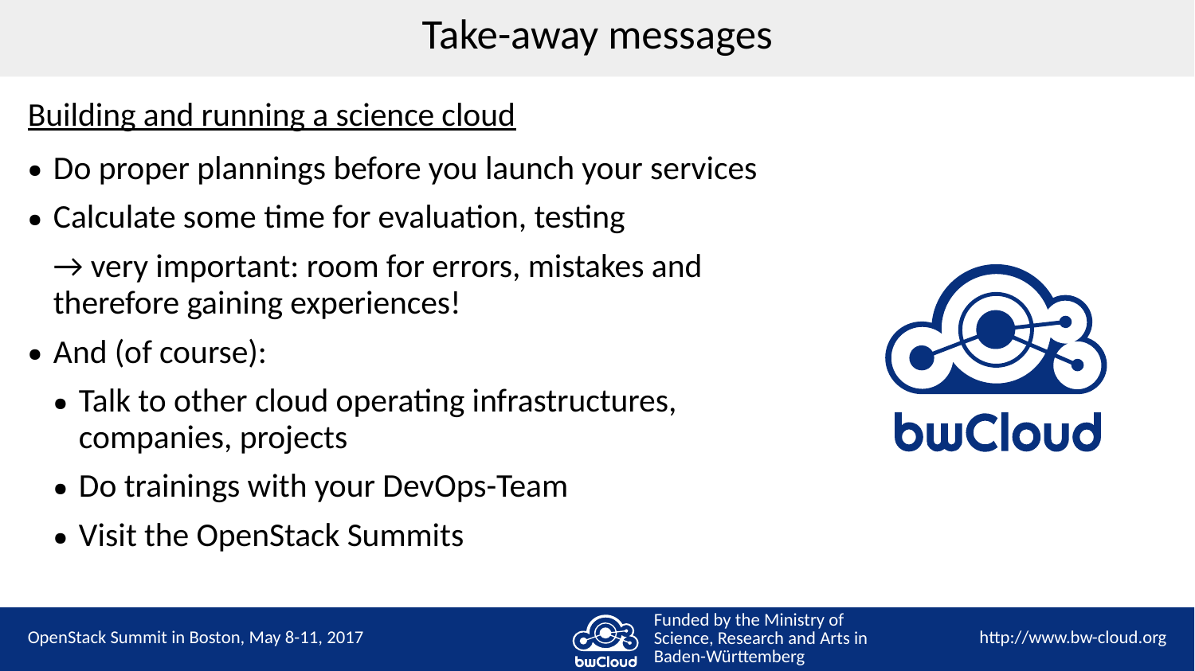# Take-away messages

## Building and running a science cloud

- Do proper plannings before you launch your services
- Calculate some time for evaluation, testing

  → very important: room for errors, mistakes and therefore gaining experiences!

- And (of course):
  - Talk to other cloud operating infrastructures, companies, projects
  - Do trainings with your DevOps-Team
  - Visit the OpenStack Summits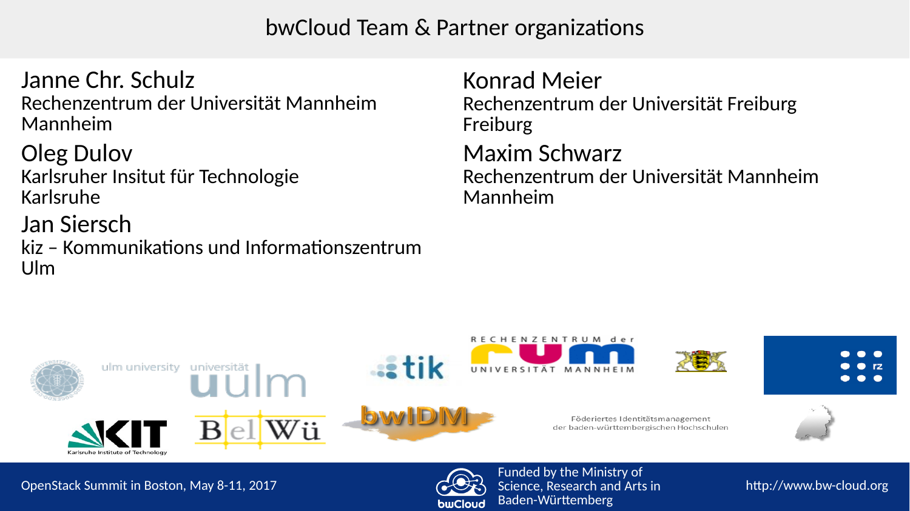# bwCloud Team & Partner organizations

Janne Chr. Schulz
Rechenzentrum der Universität Mannheim
Mannheim

Oleg Dulov
Karlsruher Insitut für Technologie
Karlsruhe

Jan Siersch
kiz – Kommunikations und Informationszentrum
Ulm

Konrad Meier
Rechenzentrum der Universität Freiburg
Freiburg

Maxim Schwarz
Rechenzentrum der Universität Mannheim
Mannheim

ulm university universität uulm

tik

RECHENZENTRUM der UNIVERSITÄT MANNHEIM

rz

Karlsruhe Institute of Technology

BelWü

bwIDM

Föderiertes Identitätsmanagement der baden-württembergischen Hochschulen

OpenStack Summit in Boston, May 8-11, 2017

Funded by the Ministry of Science, Research and Arts in Baden-Württemberg

http://www.bw-cloud.org